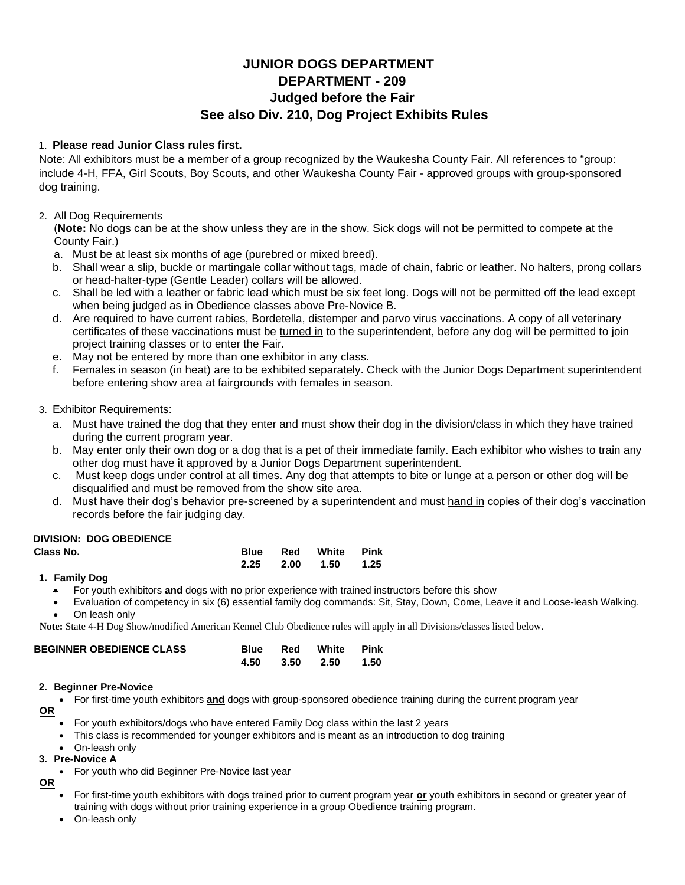# JUNIOR DOGS DEPARTMENT
# DEPARTMENT - 209
## Judged before the Fair
## See also Div. 210, Dog Project Exhibits Rules

1. **Please read Junior Class rules first.**

Note: All exhibitors must be a member of a group recognized by the Waukesha County Fair. All references to "group: include 4-H, FFA, Girl Scouts, Boy Scouts, and other Waukesha County Fair - approved groups with group-sponsored dog training.

2. All Dog Requirements
   (**Note:** No dogs can be at the show unless they are in the show. Sick dogs will not be permitted to compete at the County Fair.)
   a. Must be at least six months of age (purebred or mixed breed).
   b. Shall wear a slip, buckle or martingale collar without tags, made of chain, fabric or leather. No halters, prong collars or head-halter-type (Gentle Leader) collars will be allowed.
   c. Shall be led with a leather or fabric lead which must be six feet long. Dogs will not be permitted off the lead except when being judged as in Obedience classes above Pre-Novice B.
   d. Are required to have current rabies, Bordetella, distemper and parvo virus vaccinations. A copy of all veterinary certificates of these vaccinations must be turned in to the superintendent, before any dog will be permitted to join project training classes or to enter the Fair.
   e. May not be entered by more than one exhibitor in any class.
   f. Females in season (in heat) are to be exhibited separately. Check with the Junior Dogs Department superintendent before entering show area at fairgrounds with females in season.

3. Exhibitor Requirements:
   a. Must have trained the dog that they enter and must show their dog in the division/class in which they have trained during the current program year.
   b. May enter only their own dog or a dog that is a pet of their immediate family. Each exhibitor who wishes to train any other dog must have it approved by a Junior Dogs Department superintendent.
   c. Must keep dogs under control at all times. Any dog that attempts to bite or lunge at a person or other dog will be disqualified and must be removed from the show site area.
   d. Must have their dog's behavior pre-screened by a superintendent and must hand in copies of their dog's vaccination records before the fair judging day.

**DIVISION: DOG OBEDIENCE**

| Class No. | Blue | Red | White | Pink |
|---|---|---|---|---|
| | 2.25 | 2.00 | 1.50 | 1.25 |

**1. Family Dog**
- For youth exhibitors **and** dogs with no prior experience with trained instructors before this show
- Evaluation of competency in six (6) essential family dog commands: Sit, Stay, Down, Come, Leave it and Loose-leash Walking.
- On leash only

**Note:** State 4-H Dog Show/modified American Kennel Club Obedience rules will apply in all Divisions/classes listed below.

| BEGINNER OBEDIENCE CLASS | Blue | Red | White | Pink |
|---|---|---|---|---|
| | 4.50 | 3.50 | 2.50 | 1.50 |

**2. Beginner Pre-Novice**
- For first-time youth exhibitors **and** dogs with group-sponsored obedience training during the current program year

**OR**
- For youth exhibitors/dogs who have entered Family Dog class within the last 2 years
- This class is recommended for younger exhibitors and is meant as an introduction to dog training
- On-leash only

**3. Pre-Novice A**
- For youth who did Beginner Pre-Novice last year

**OR**
- For first-time youth exhibitors with dogs trained prior to current program year **or** youth exhibitors in second or greater year of training with dogs without prior training experience in a group Obedience training program.
- On-leash only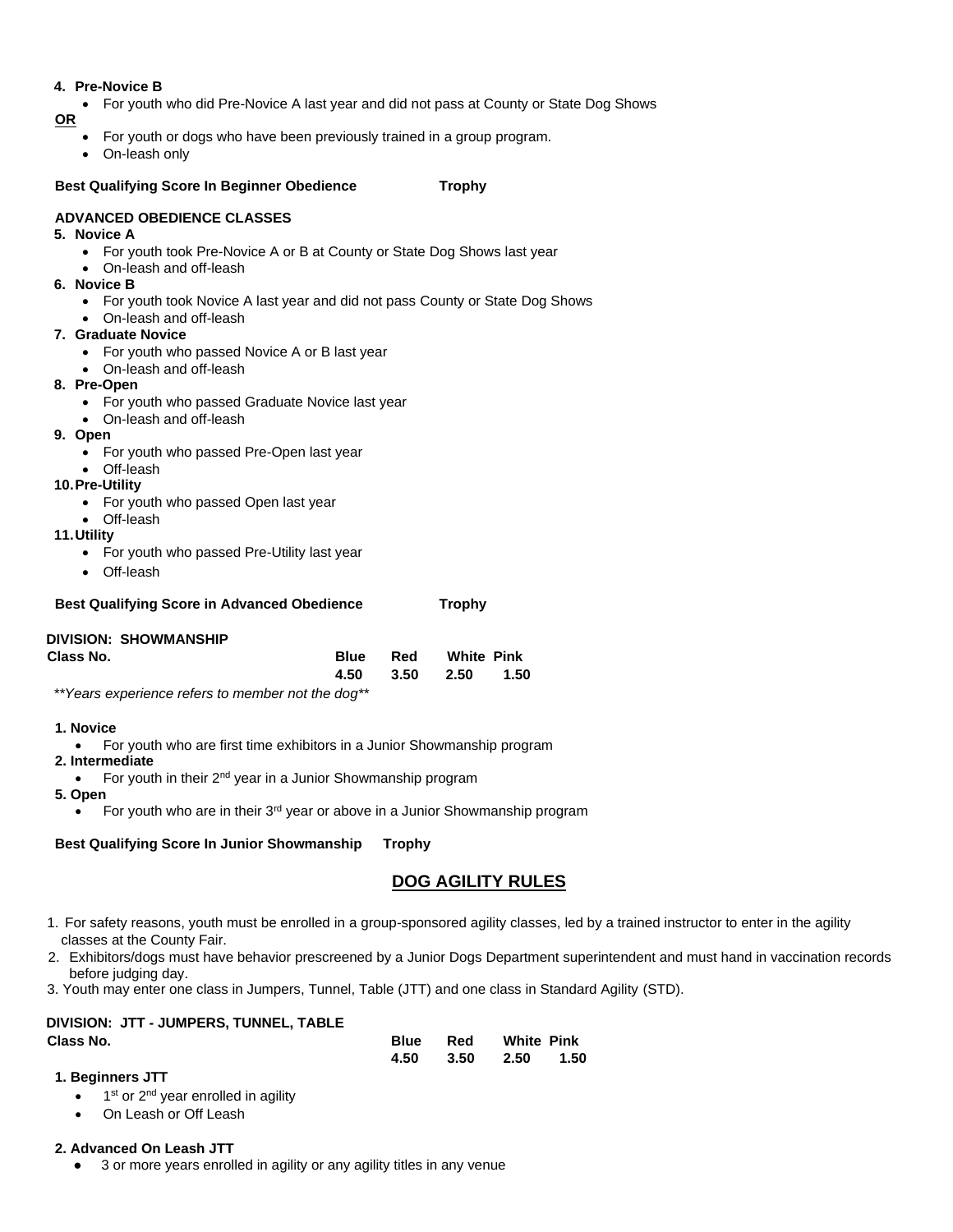**4. Pre-Novice B**

- For youth who did Pre-Novice A last year and did not pass at County or State Dog Shows

**OR**

- For youth or dogs who have been previously trained in a group program.
- On-leash only

**Best Qualifying Score In Beginner Obedience** **Trophy**

**ADVANCED OBEDIENCE CLASSES**

**5. Novice A**

- For youth took Pre-Novice A or B at County or State Dog Shows last year
- On-leash and off-leash

**6. Novice B**

- For youth took Novice A last year and did not pass County or State Dog Shows
- On-leash and off-leash

**7. Graduate Novice**

- For youth who passed Novice A or B last year
- On-leash and off-leash

**8. Pre-Open**

- For youth who passed Graduate Novice last year
- On-leash and off-leash

**9. Open**

- For youth who passed Pre-Open last year
- Off-leash

**10. Pre-Utility**

- For youth who passed Open last year
- Off-leash

**11. Utility**

- For youth who passed Pre-Utility last year
- Off-leash

**Best Qualifying Score in Advanced Obedience** **Trophy**

**DIVISION: SHOWMANSHIP**

| Class No. | Blue | Red | White | Pink |
|---|---|---|---|---|
| | 4.50 | 3.50 | 2.50 | 1.50 |

*\*\*Years experience refers to member not the dog\*\**

**1. Novice**

- For youth who are first time exhibitors in a Junior Showmanship program

**2. Intermediate**

- For youth in their 2nd year in a Junior Showmanship program

**5. Open**

- For youth who are in their 3rd year or above in a Junior Showmanship program

**Best Qualifying Score In Junior Showmanship** **Trophy**

## DOG AGILITY RULES

1. For safety reasons, youth must be enrolled in a group-sponsored agility classes, led by a trained instructor to enter in the agility classes at the County Fair.
2. Exhibitors/dogs must have behavior prescreened by a Junior Dogs Department superintendent and must hand in vaccination records before judging day.
3. Youth may enter one class in Jumpers, Tunnel, Table (JTT) and one class in Standard Agility (STD).

**DIVISION: JTT - JUMPERS, TUNNEL, TABLE**

| Class No. | Blue | Red | White | Pink |
|---|---|---|---|---|
| | 4.50 | 3.50 | 2.50 | 1.50 |

**1. Beginners JTT**

- 1st or 2nd year enrolled in agility
- On Leash or Off Leash

**2. Advanced On Leash JTT**

- 3 or more years enrolled in agility or any agility titles in any venue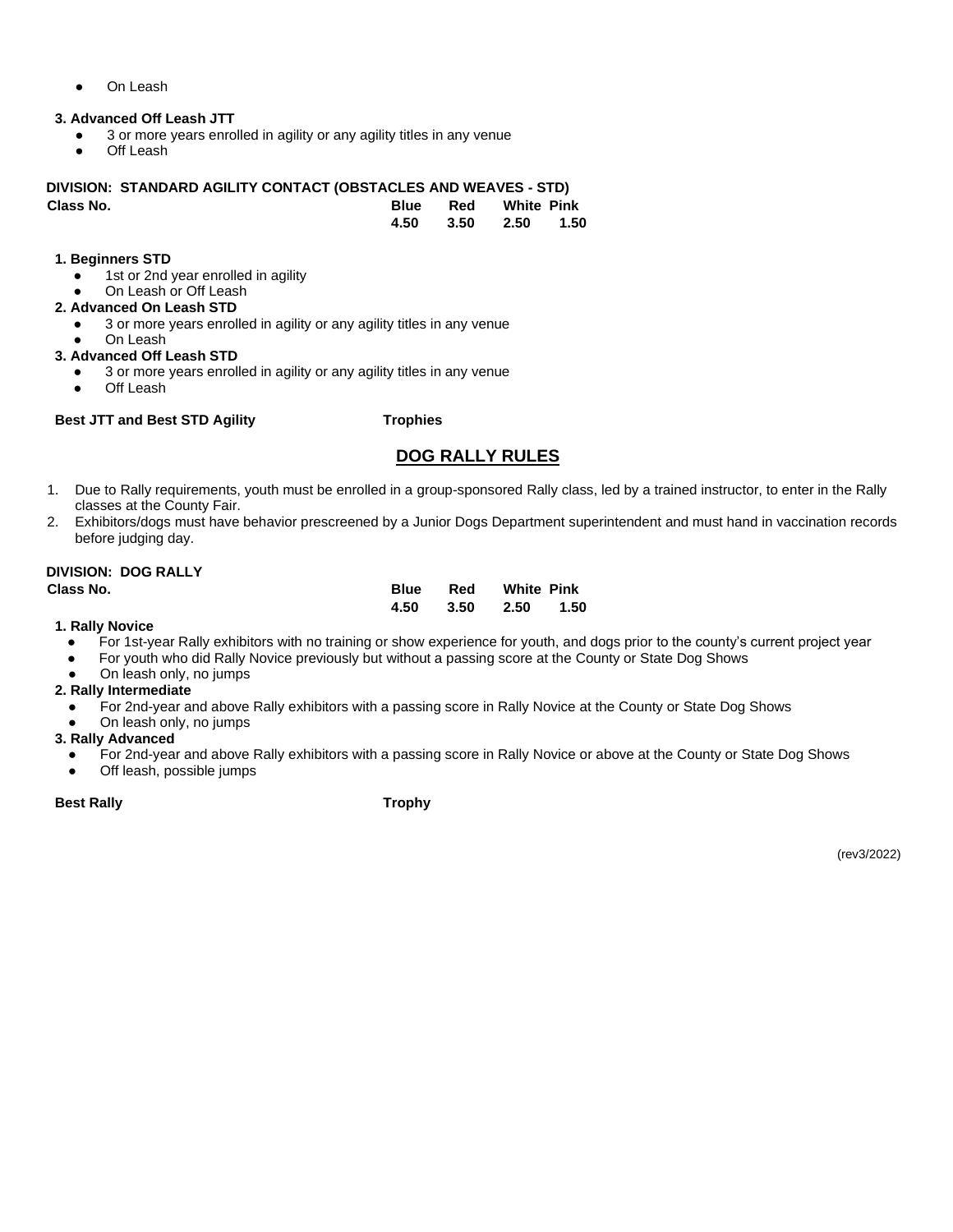- On Leash

**3. Advanced Off Leash JTT**
- 3 or more years enrolled in agility or any agility titles in any venue
- Off Leash

**DIVISION: STANDARD AGILITY CONTACT (OBSTACLES AND WEAVES - STD)**

| Class No. | Blue | Red | White | Pink |
|---|---|---|---|---|
| | 4.50 | 3.50 | 2.50 | 1.50 |

**1. Beginners STD**
- 1st or 2nd year enrolled in agility
- On Leash or Off Leash

**2. Advanced On Leash STD**
- 3 or more years enrolled in agility or any agility titles in any venue
- On Leash

**3. Advanced Off Leash STD**
- 3 or more years enrolled in agility or any agility titles in any venue
- Off Leash

**Best JTT and Best STD Agility** **Trophies**

## DOG RALLY RULES

1. Due to Rally requirements, youth must be enrolled in a group-sponsored Rally class, led by a trained instructor, to enter in the Rally classes at the County Fair.
2. Exhibitors/dogs must have behavior prescreened by a Junior Dogs Department superintendent and must hand in vaccination records before judging day.

**DIVISION: DOG RALLY**

| Class No. | Blue | Red | White | Pink |
|---|---|---|---|---|
| | 4.50 | 3.50 | 2.50 | 1.50 |

**1. Rally Novice**
- For 1st-year Rally exhibitors with no training or show experience for youth, and dogs prior to the county's current project year
- For youth who did Rally Novice previously but without a passing score at the County or State Dog Shows
- On leash only, no jumps

**2. Rally Intermediate**
- For 2nd-year and above Rally exhibitors with a passing score in Rally Novice at the County or State Dog Shows
- On leash only, no jumps

**3. Rally Advanced**
- For 2nd-year and above Rally exhibitors with a passing score in Rally Novice or above at the County or State Dog Shows
- Off leash, possible jumps

**Best Rally** **Trophy**

(rev3/2022)